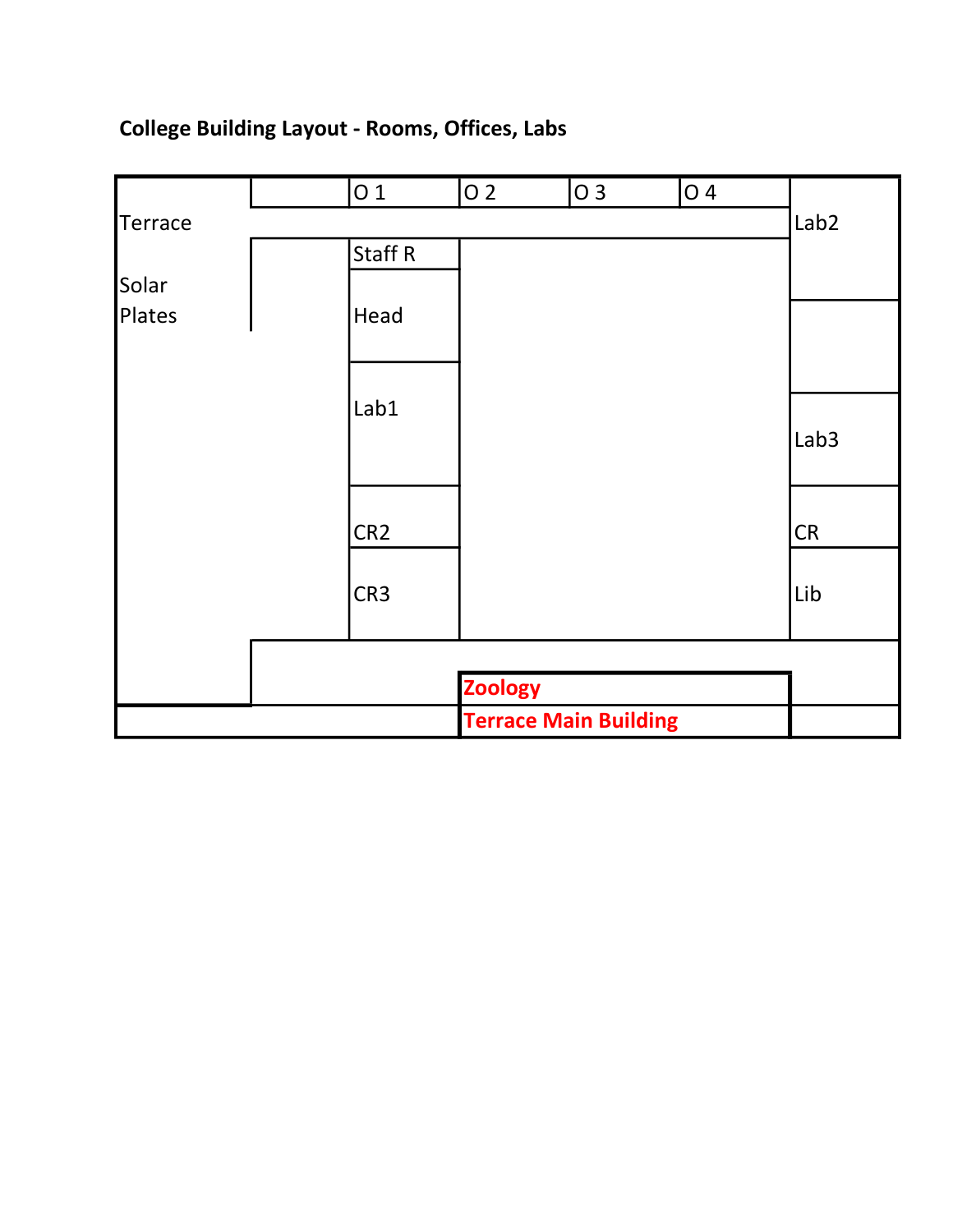**College Building Layout - Rooms, Offices, Labs**

| | | | | | | |
|---|---|---|---|---|---|---|
| Terrace | | O 1 | O 2 | O 3 | O 4 | Lab2 |
| | | Staff R | | | | |
| Solar Plates | | Head | | | | |
| | | Lab1 | | | | |
| | | | | | | Lab3 |
| | | CR2 | | | | CR |
| | | CR3 | | | | Lib |
| | | | Zoology | | | |
| | | | Terrace Main Building | | | |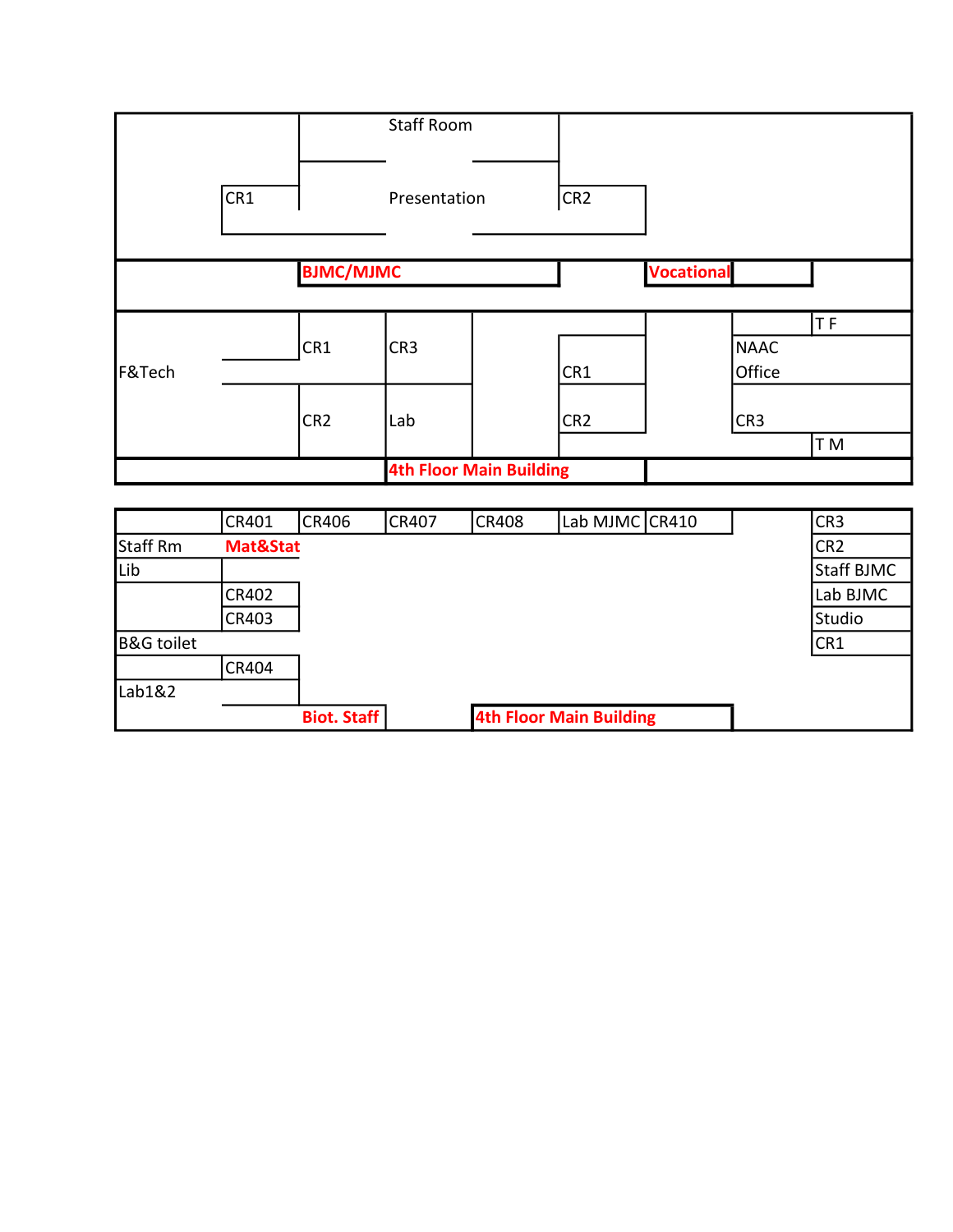Staff Room

CR1

Presentation

CR2

**BJMC/MJMC**

**Vocational**

F&Tech

CR1

CR3

CR2

Lab

CR1

CR2

T F

NAAC Office

CR3

T M

**4th Floor Main Building**

| | CR401 | CR406 | CR407 | CR408 | Lab MJMC | CR410 | | CR3 |
|---|---|---|---|---|---|---|---|---|
| Staff Rm | **Mat&Stat** | | | | | | | CR2 |
| Lib | | | | | | | | Staff BJMC |
| | CR402 | | | | | | | Lab BJMC |
| | CR403 | | | | | | | Studio |
| B&G toilet | | | | | | | | CR1 |
| | CR404 | | | | | | | |
| Lab1&2 | | | | | | | | |
| | | **Biot. Staff** | | **4th Floor Main Building** | | | | |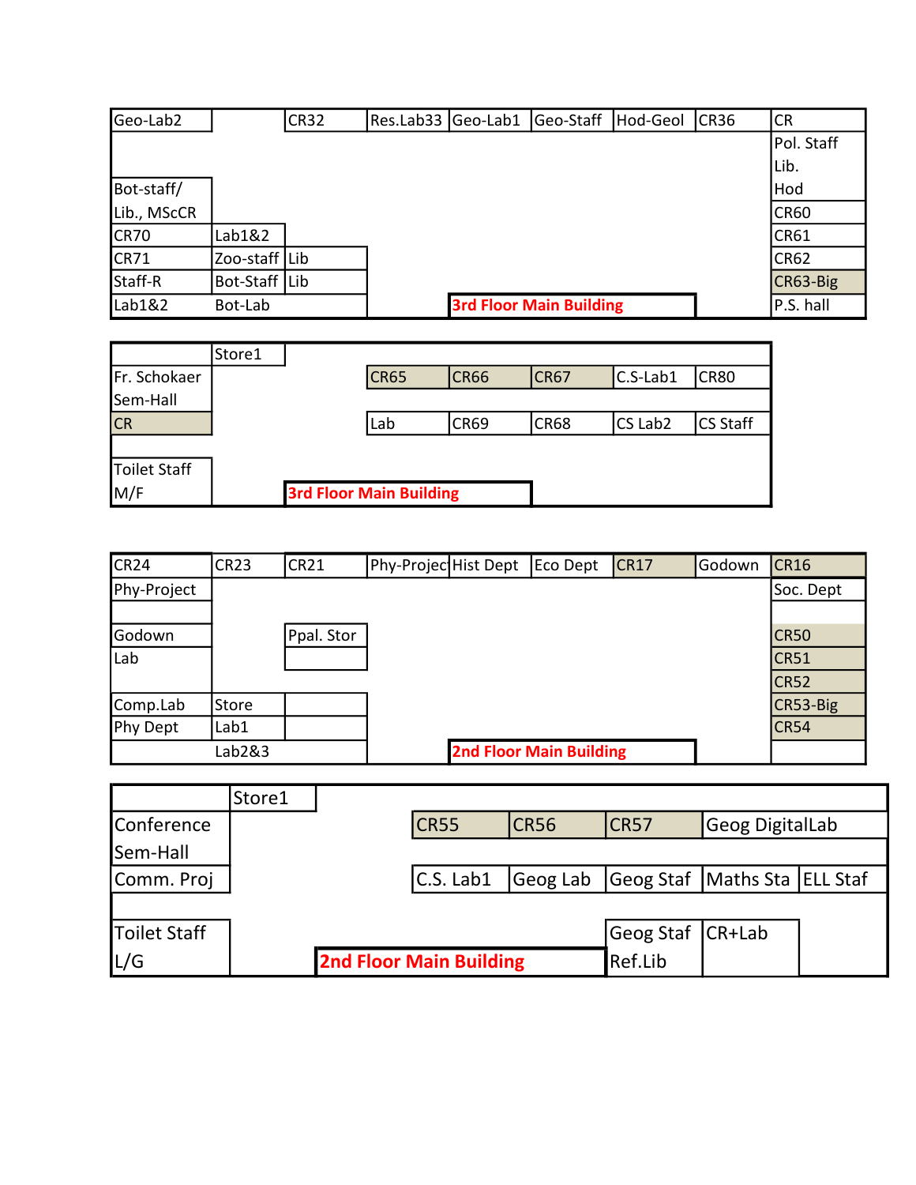## 3rd Floor Main Building

| Geo-Lab2 | | CR32 | Res.Lab33 | Geo-Lab1 | Geo-Staff | Hod-Geol | CR36 | CR |
|---|---|---|---|---|---|---|---|---|
| | | | | | | | | Pol. Staff |
| | | | | | | | | Lib. |
| Bot-staff/ | | | | | | | | Hod |
| Lib., MScCR | | | | | | | | CR60 |
| CR70 | Lab1&2 | | | | | | | CR61 |
| CR71 | Zoo-staff | Lib | | | | | | CR62 |
| Staff-R | Bot-Staff | Lib | | | | | | CR63-Big |
| Lab1&2 | Bot-Lab | | | 3rd Floor Main Building | | | | P.S. hall |

## 3rd Floor Main Building

| | Store1 | | | | | | |
|---|---|---|---|---|---|---|---|
| Fr. Schokaer | | | CR65 | CR66 | CR67 | C.S-Lab1 | CR80 |
| Sem-Hall | | | | | | | |
| CR | | | Lab | CR69 | CR68 | CS Lab2 | CS Staff |
| | | | | | | | |
| Toilet Staff | | | | | | | |
| M/F | | 3rd Floor Main Building | | | | | |

## 2nd Floor Main Building

| CR24 | CR23 | CR21 | Phy-Projec | Hist Dept | Eco Dept | CR17 | Godown | CR16 |
|---|---|---|---|---|---|---|---|---|
| Phy-Project | | | | | | | | Soc. Dept |
| | | | | | | | | |
| Godown | | Ppal. Stor | | | | | | CR50 |
| Lab | | | | | | | | CR51 |
| | | | | | | | | CR52 |
| Comp.Lab | Store | | | | | | | CR53-Big |
| Phy Dept | Lab1 | | | | | | | CR54 |
| | Lab2&3 | | | 2nd Floor Main Building | | | | |

## 2nd Floor Main Building

| | Store1 | | | | | | |
|---|---|---|---|---|---|---|---|
| Conference | | | CR55 | CR56 | CR57 | Geog DigitalLab | |
| Sem-Hall | | | | | | | |
| Comm. Proj | | | C.S. Lab1 | Geog Lab | Geog Staf | Maths Sta | ELL Staf |
| | | | | | | | |
| Toilet Staff | | | | | Geog Staf | CR+Lab | |
| L/G | | 2nd Floor Main Building | | | Ref.Lib | | |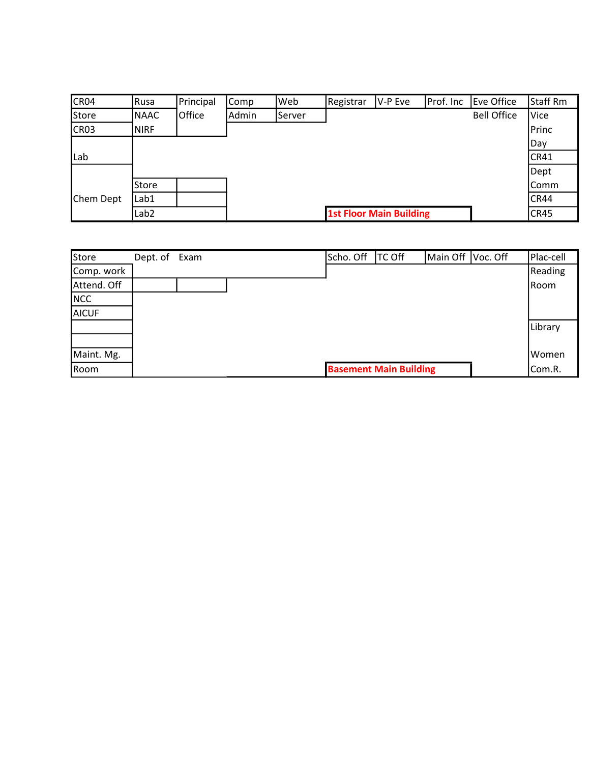## 1st Floor Main Building

| | | | | | | | | | |
|---|---|---|---|---|---|---|---|---|---|
| CR04 | Rusa | Principal | Comp | Web | Registrar | V-P Eve | Prof. Inc | Eve Office | Staff Rm |
| Store | NAAC | Office | Admin | Server | | | | Bell Office | Vice |
| CR03 | NIRF | | | | | | | | Princ |
| | | | | | | | | | Day |
| Lab | | | | | | | | | CR41 |
| | | | | | | | | | Dept |
| | Store | | | | | | | | Comm |
| Chem Dept | Lab1 | | | | | | | | CR44 |
| | Lab2 | | | | **1st Floor Main Building** | | | | CR45 |

## Basement Main Building

| | | | | | | | | | |
|---|---|---|---|---|---|---|---|---|---|
| Store | Dept. of | Exam | | | Scho. Off | TC Off | Main Off | Voc. Off | Plac-cell |
| Comp. work | | | | | | | | | Reading |
| Attend. Off | | | | | | | | | Room |
| NCC | | | | | | | | | |
| AICUF | | | | | | | | | |
| | | | | | | | | | Library |
| | | | | | | | | | |
| Maint. Mg. | | | | | | | | | Women |
| Room | | | | | **Basement Main Building** | | | | Com.R. |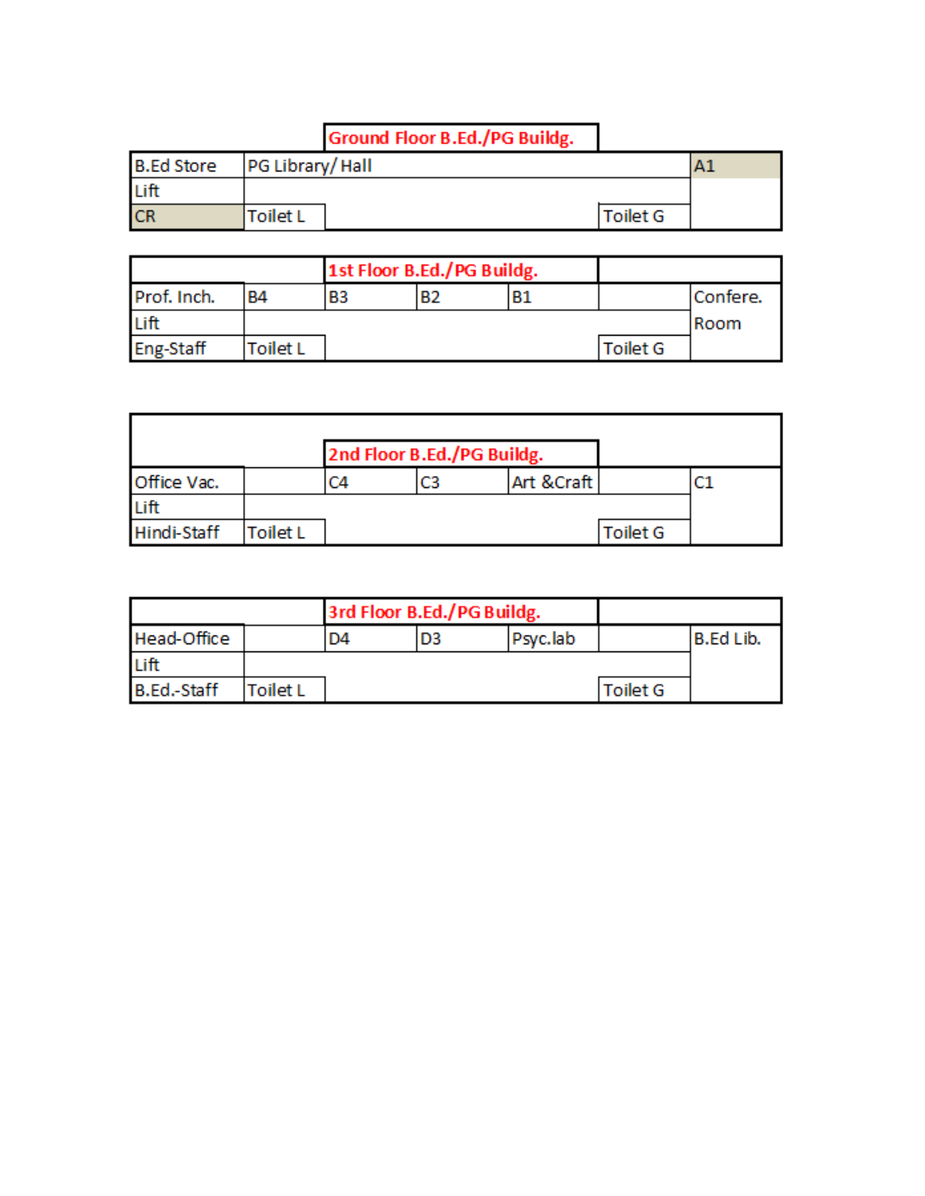**Ground Floor B.Ed./PG Buildg.**

| | | | | | | |
|---|---|---|---|---|---|---|
| B.Ed Store | PG Library/ Hall | | | | | A1 |
| Lift | | | | | | |
| CR | Toilet L | | | | Toilet G | |

**1st Floor B.Ed./PG Buildg.**

| | | | | | | |
|---|---|---|---|---|---|---|
| Prof. Inch. | B4 | B3 | B2 | B1 | | Confere. |
| Lift | | | | | | Room |
| Eng-Staff | Toilet L | | | | Toilet G | |

**2nd Floor B.Ed./PG Buildg.**

| | | | | | | |
|---|---|---|---|---|---|---|
| Office Vac. | | C4 | C3 | Art &Craft | | C1 |
| Lift | | | | | | |
| Hindi-Staff | Toilet L | | | | Toilet G | |

**3rd Floor B.Ed./PG Buildg.**

| | | | | | | |
|---|---|---|---|---|---|---|
| Head-Office | | D4 | D3 | Psyc.lab | | B.Ed Lib. |
| Lift | | | | | | |
| B.Ed.-Staff | Toilet L | | | | Toilet G | |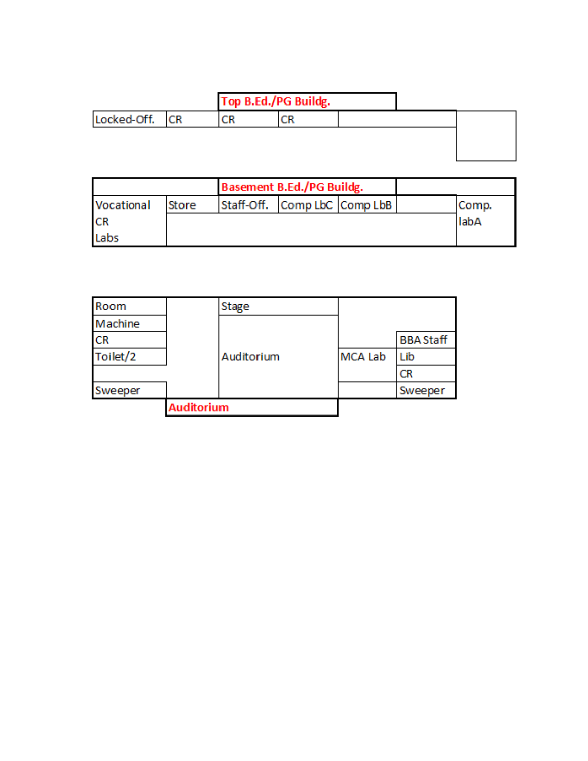**Top B.Ed./PG Buildg.**

| | | | | | |
|---|---|---|---|---|---|
| Locked-Off. | CR | CR | CR | | |

**Basement B.Ed./PG Buildg.**

| | | | | | | |
|---|---|---|---|---|---|---|
| Vocational CR Labs | Store | Staff-Off. | Comp LbC | Comp LbB | | Comp. labA |

**Auditorium**

| | | | | |
|---|---|---|---|---|
| Room | | Stage | | |
| Machine | | | | |
| CR | | | | BBA Staff |
| Toilet/2 | | Auditorium | MCA Lab | Lib |
| | | | | CR |
| Sweeper | | | | Sweeper |